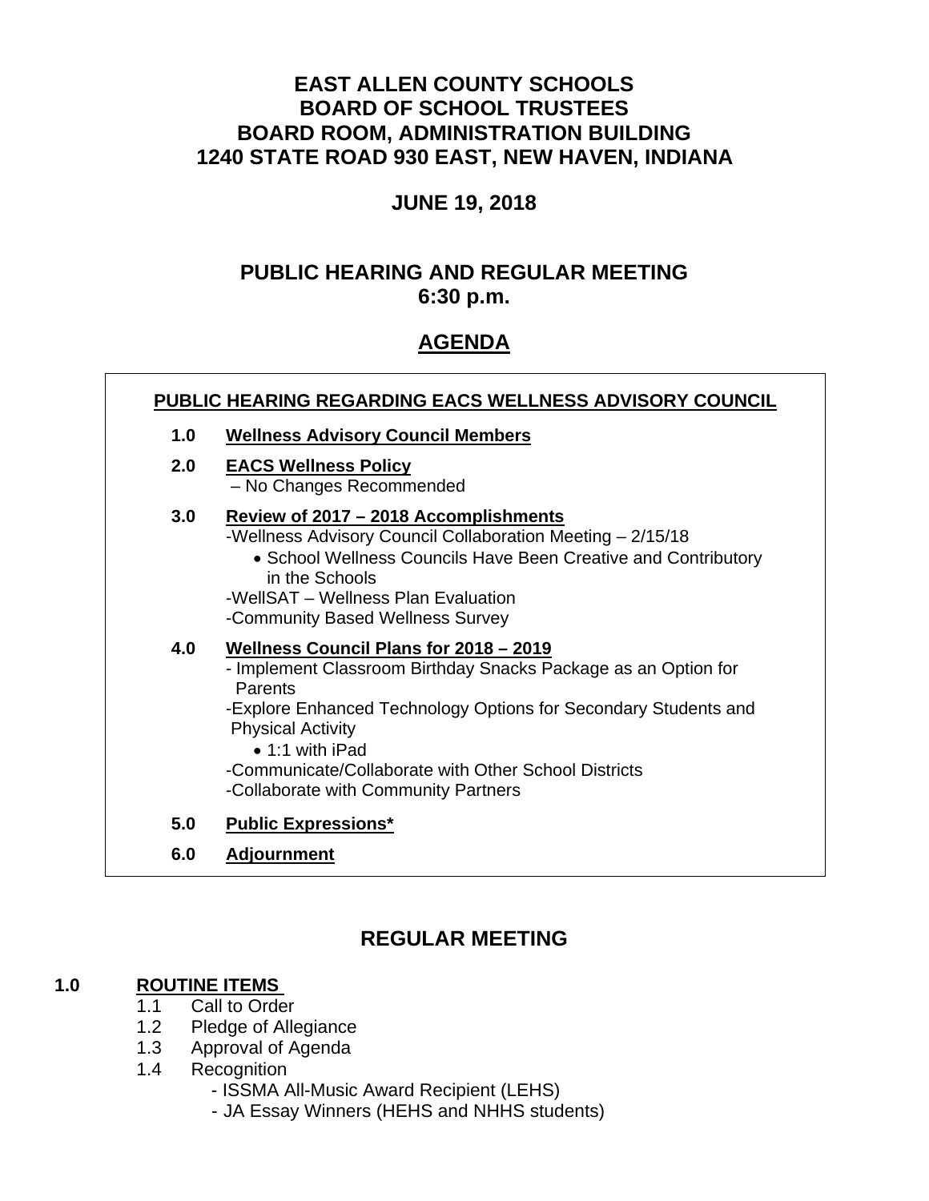# EAST ALLEN COUNTY SCHOOLS
# BOARD OF SCHOOL TRUSTEES
# BOARD ROOM, ADMINISTRATION BUILDING
# 1240 STATE ROAD 930 EAST, NEW HAVEN, INDIANA

## JUNE 19, 2018

## PUBLIC HEARING AND REGULAR MEETING
## 6:30 p.m.

## AGENDA

**PUBLIC HEARING REGARDING EACS WELLNESS ADVISORY COUNCIL**

**1.0 Wellness Advisory Council Members**

**2.0 EACS Wellness Policy**
– No Changes Recommended

**3.0 Review of 2017 – 2018 Accomplishments**
-Wellness Advisory Council Collaboration Meeting – 2/15/18
- School Wellness Councils Have Been Creative and Contributory in the Schools

-WellSAT – Wellness Plan Evaluation
-Community Based Wellness Survey

**4.0 Wellness Council Plans for 2018 – 2019**
- Implement Classroom Birthday Snacks Package as an Option for Parents
-Explore Enhanced Technology Options for Secondary Students and Physical Activity
- 1:1 with iPad

-Communicate/Collaborate with Other School Districts
-Collaborate with Community Partners

**5.0 Public Expressions***

**6.0 Adjournment**

## REGULAR MEETING

**1.0 ROUTINE ITEMS**

1.1 Call to Order
1.2 Pledge of Allegiance
1.3 Approval of Agenda
1.4 Recognition
- ISSMA All-Music Award Recipient (LEHS)
- JA Essay Winners (HEHS and NHHS students)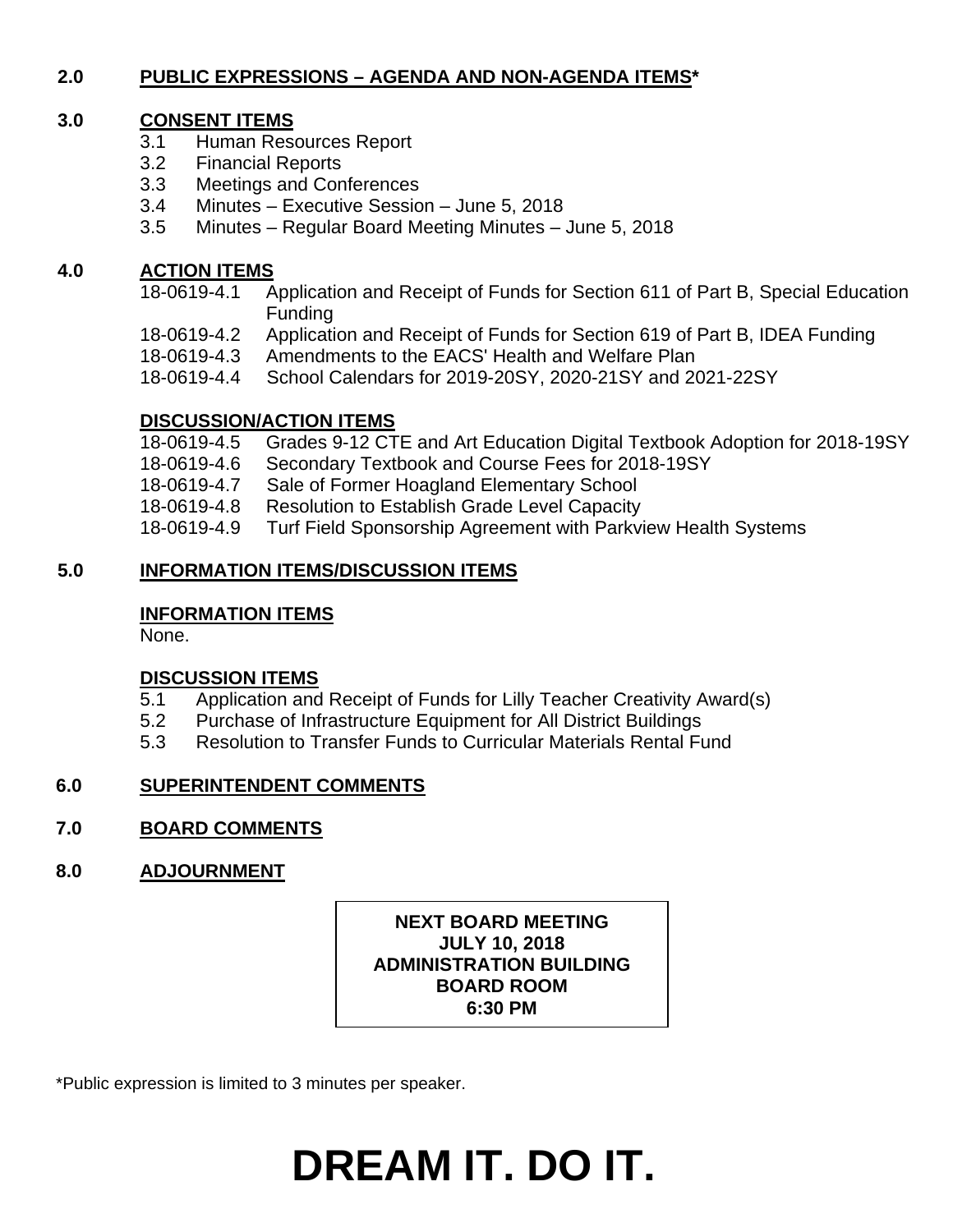**2.0 PUBLIC EXPRESSIONS – AGENDA AND NON-AGENDA ITEMS***

**3.0 CONSENT ITEMS**

3.1 Human Resources Report
3.2 Financial Reports
3.3 Meetings and Conferences
3.4 Minutes – Executive Session – June 5, 2018
3.5 Minutes – Regular Board Meeting Minutes – June 5, 2018

**4.0 ACTION ITEMS**

18-0619-4.1 Application and Receipt of Funds for Section 611 of Part B, Special Education Funding
18-0619-4.2 Application and Receipt of Funds for Section 619 of Part B, IDEA Funding
18-0619-4.3 Amendments to the EACS' Health and Welfare Plan
18-0619-4.4 School Calendars for 2019-20SY, 2020-21SY and 2021-22SY

**DISCUSSION/ACTION ITEMS**

18-0619-4.5 Grades 9-12 CTE and Art Education Digital Textbook Adoption for 2018-19SY
18-0619-4.6 Secondary Textbook and Course Fees for 2018-19SY
18-0619-4.7 Sale of Former Hoagland Elementary School
18-0619-4.8 Resolution to Establish Grade Level Capacity
18-0619-4.9 Turf Field Sponsorship Agreement with Parkview Health Systems

**5.0 INFORMATION ITEMS/DISCUSSION ITEMS**

**INFORMATION ITEMS**

None.

**DISCUSSION ITEMS**

5.1 Application and Receipt of Funds for Lilly Teacher Creativity Award(s)
5.2 Purchase of Infrastructure Equipment for All District Buildings
5.3 Resolution to Transfer Funds to Curricular Materials Rental Fund

**6.0 SUPERINTENDENT COMMENTS**

**7.0 BOARD COMMENTS**

**8.0 ADJOURNMENT**

**NEXT BOARD MEETING**
**JULY 10, 2018**
**ADMINISTRATION BUILDING**
**BOARD ROOM**
**6:30 PM**

*Public expression is limited to 3 minutes per speaker.

# DREAM IT. DO IT.